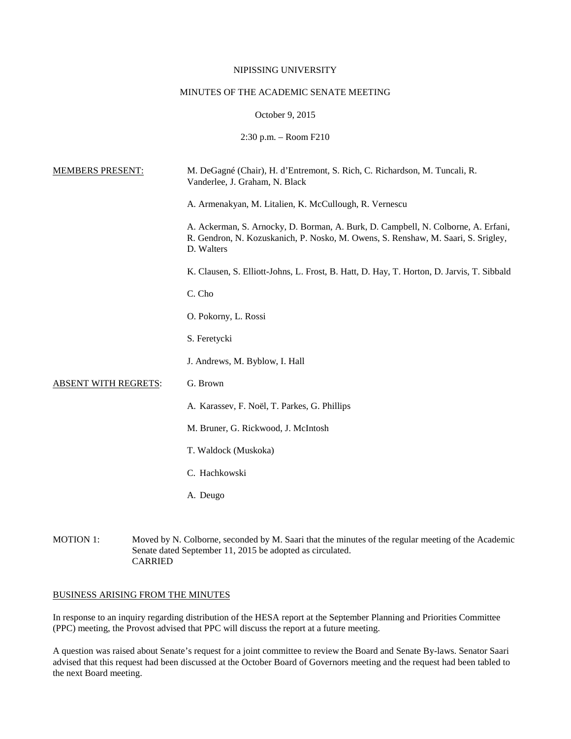NIPISSING UNIVERSITY

MINUTES OF THE ACADEMIC SENATE MEETING

October 9, 2015

2:30 p.m. – Room F210

<u>MEMBERS PRESENT:</u>

M. DeGagné (Chair), H. d'Entremont, S. Rich, C. Richardson, M. Tuncali, R. Vanderlee, J. Graham, N. Black

A. Armenakyan, M. Litalien, K. McCullough, R. Vernescu

A. Ackerman, S. Arnocky, D. Borman, A. Burk, D. Campbell, N. Colborne, A. Erfani, R. Gendron, N. Kozuskanich, P. Nosko, M. Owens, S. Renshaw, M. Saari, S. Srigley, D. Walters

K. Clausen, S. Elliott-Johns, L. Frost, B. Hatt, D. Hay, T. Horton, D. Jarvis, T. Sibbald

C. Cho

O. Pokorny, L. Rossi

S. Feretycki

J. Andrews, M. Byblow, I. Hall

<u>ABSENT WITH REGRETS</u>:

G. Brown

A. Karassev, F. Noël, T. Parkes, G. Phillips

M. Bruner, G. Rickwood, J. McIntosh

T. Waldock (Muskoka)

C. Hachkowski

A. Deugo

MOTION 1: Moved by N. Colborne, seconded by M. Saari that the minutes of the regular meeting of the Academic Senate dated September 11, 2015 be adopted as circulated.
CARRIED

<u>BUSINESS ARISING FROM THE MINUTES</u>

In response to an inquiry regarding distribution of the HESA report at the September Planning and Priorities Committee (PPC) meeting, the Provost advised that PPC will discuss the report at a future meeting.

A question was raised about Senate's request for a joint committee to review the Board and Senate By-laws. Senator Saari advised that this request had been discussed at the October Board of Governors meeting and the request had been tabled to the next Board meeting.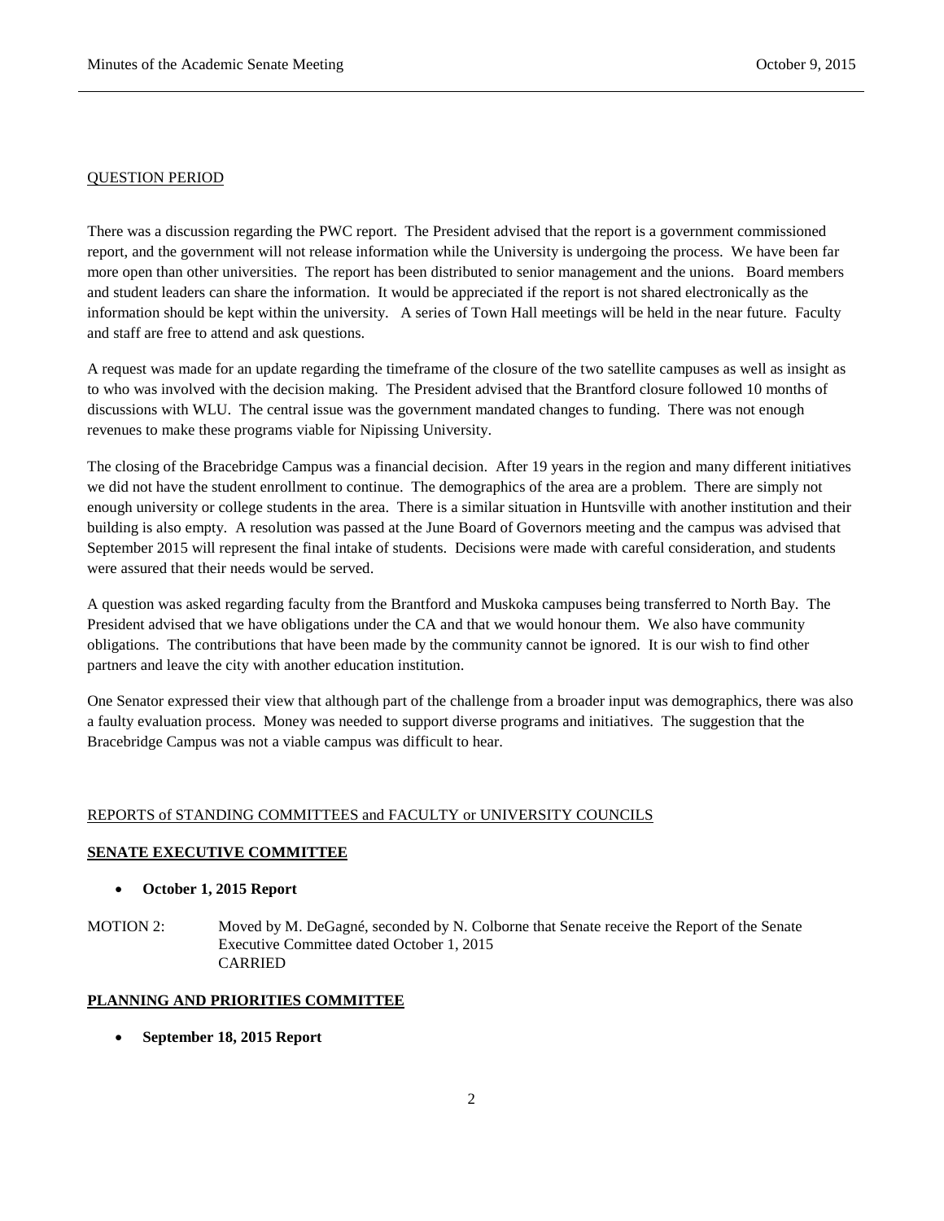QUESTION PERIOD

There was a discussion regarding the PWC report. The President advised that the report is a government commissioned report, and the government will not release information while the University is undergoing the process. We have been far more open than other universities. The report has been distributed to senior management and the unions. Board members and student leaders can share the information. It would be appreciated if the report is not shared electronically as the information should be kept within the university. A series of Town Hall meetings will be held in the near future. Faculty and staff are free to attend and ask questions.

A request was made for an update regarding the timeframe of the closure of the two satellite campuses as well as insight as to who was involved with the decision making. The President advised that the Brantford closure followed 10 months of discussions with WLU. The central issue was the government mandated changes to funding. There was not enough revenues to make these programs viable for Nipissing University.

The closing of the Bracebridge Campus was a financial decision. After 19 years in the region and many different initiatives we did not have the student enrollment to continue. The demographics of the area are a problem. There are simply not enough university or college students in the area. There is a similar situation in Huntsville with another institution and their building is also empty. A resolution was passed at the June Board of Governors meeting and the campus was advised that September 2015 will represent the final intake of students. Decisions were made with careful consideration, and students were assured that their needs would be served.

A question was asked regarding faculty from the Brantford and Muskoka campuses being transferred to North Bay. The President advised that we have obligations under the CA and that we would honour them. We also have community obligations. The contributions that have been made by the community cannot be ignored. It is our wish to find other partners and leave the city with another education institution.

One Senator expressed their view that although part of the challenge from a broader input was demographics, there was also a faulty evaluation process. Money was needed to support diverse programs and initiatives. The suggestion that the Bracebridge Campus was not a viable campus was difficult to hear.

REPORTS of STANDING COMMITTEES and FACULTY or UNIVERSITY COUNCILS

**SENATE EXECUTIVE COMMITTEE**

- **October 1, 2015 Report**

MOTION 2: Moved by M. DeGagné, seconded by N. Colborne that Senate receive the Report of the Senate Executive Committee dated October 1, 2015
CARRIED

**PLANNING AND PRIORITIES COMMITTEE**

- **September 18, 2015 Report**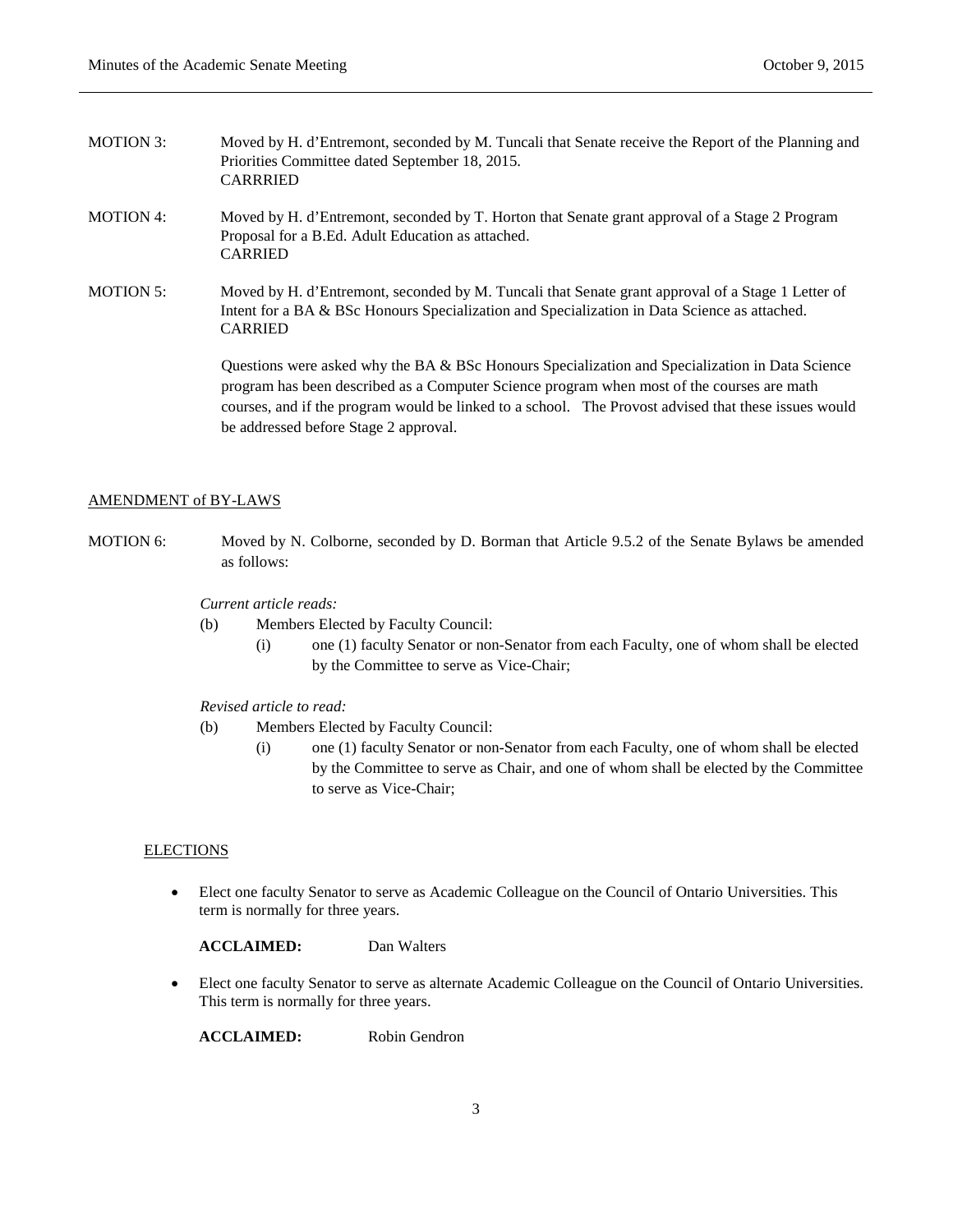MOTION 3: Moved by H. d'Entremont, seconded by M. Tuncali that Senate receive the Report of the Planning and Priorities Committee dated September 18, 2015.
CARRRIED

MOTION 4: Moved by H. d'Entremont, seconded by T. Horton that Senate grant approval of a Stage 2 Program Proposal for a B.Ed. Adult Education as attached.
CARRIED

MOTION 5: Moved by H. d'Entremont, seconded by M. Tuncali that Senate grant approval of a Stage 1 Letter of Intent for a BA & BSc Honours Specialization and Specialization in Data Science as attached.
CARRIED

Questions were asked why the BA & BSc Honours Specialization and Specialization in Data Science program has been described as a Computer Science program when most of the courses are math courses, and if the program would be linked to a school. The Provost advised that these issues would be addressed before Stage 2 approval.

## AMENDMENT of BY-LAWS

MOTION 6: Moved by N. Colborne, seconded by D. Borman that Article 9.5.2 of the Senate Bylaws be amended as follows:

*Current article reads:*

(b) Members Elected by Faculty Council:

(i) one (1) faculty Senator or non-Senator from each Faculty, one of whom shall be elected by the Committee to serve as Vice-Chair;

*Revised article to read:*

(b) Members Elected by Faculty Council:

(i) one (1) faculty Senator or non-Senator from each Faculty, one of whom shall be elected by the Committee to serve as Chair, and one of whom shall be elected by the Committee to serve as Vice-Chair;

## ELECTIONS

- Elect one faculty Senator to serve as Academic Colleague on the Council of Ontario Universities. This term is normally for three years.

  **ACCLAIMED:** Dan Walters

- Elect one faculty Senator to serve as alternate Academic Colleague on the Council of Ontario Universities. This term is normally for three years.

  **ACCLAIMED:** Robin Gendron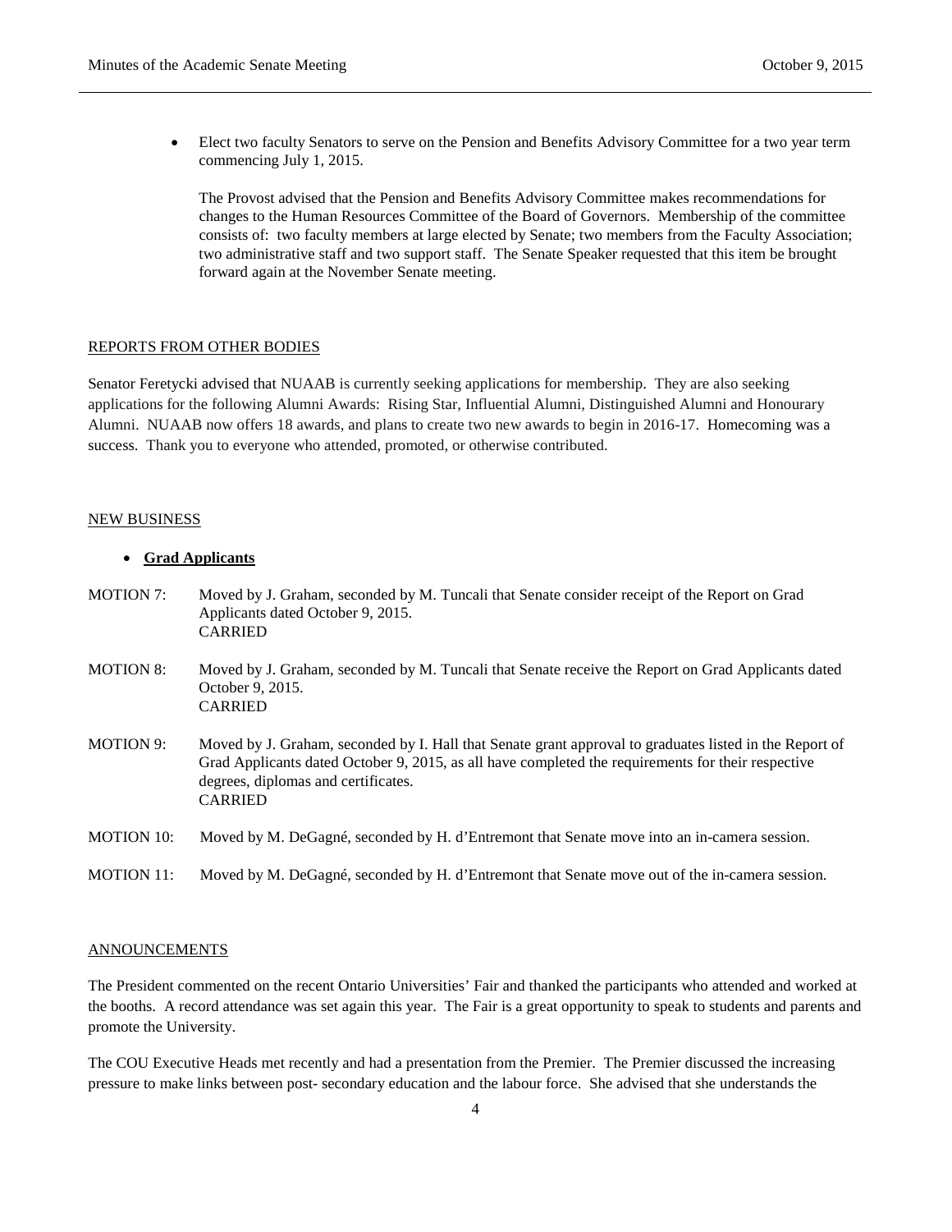- Elect two faculty Senators to serve on the Pension and Benefits Advisory Committee for a two year term commencing July 1, 2015.

  The Provost advised that the Pension and Benefits Advisory Committee makes recommendations for changes to the Human Resources Committee of the Board of Governors. Membership of the committee consists of: two faculty members at large elected by Senate; two members from the Faculty Association; two administrative staff and two support staff. The Senate Speaker requested that this item be brought forward again at the November Senate meeting.

## REPORTS FROM OTHER BODIES

Senator Feretycki advised that NUAAB is currently seeking applications for membership. They are also seeking applications for the following Alumni Awards: Rising Star, Influential Alumni, Distinguished Alumni and Honourary Alumni. NUAAB now offers 18 awards, and plans to create two new awards to begin in 2016-17. Homecoming was a success. Thank you to everyone who attended, promoted, or otherwise contributed.

## NEW BUSINESS

- **Grad Applicants**

MOTION 7: Moved by J. Graham, seconded by M. Tuncali that Senate consider receipt of the Report on Grad Applicants dated October 9, 2015.
CARRIED

MOTION 8: Moved by J. Graham, seconded by M. Tuncali that Senate receive the Report on Grad Applicants dated October 9, 2015.
CARRIED

MOTION 9: Moved by J. Graham, seconded by I. Hall that Senate grant approval to graduates listed in the Report of Grad Applicants dated October 9, 2015, as all have completed the requirements for their respective degrees, diplomas and certificates.
CARRIED

MOTION 10: Moved by M. DeGagné, seconded by H. d'Entremont that Senate move into an in-camera session.

MOTION 11: Moved by M. DeGagné, seconded by H. d'Entremont that Senate move out of the in-camera session.

## ANNOUNCEMENTS

The President commented on the recent Ontario Universities' Fair and thanked the participants who attended and worked at the booths. A record attendance was set again this year. The Fair is a great opportunity to speak to students and parents and promote the University.

The COU Executive Heads met recently and had a presentation from the Premier. The Premier discussed the increasing pressure to make links between post- secondary education and the labour force. She advised that she understands the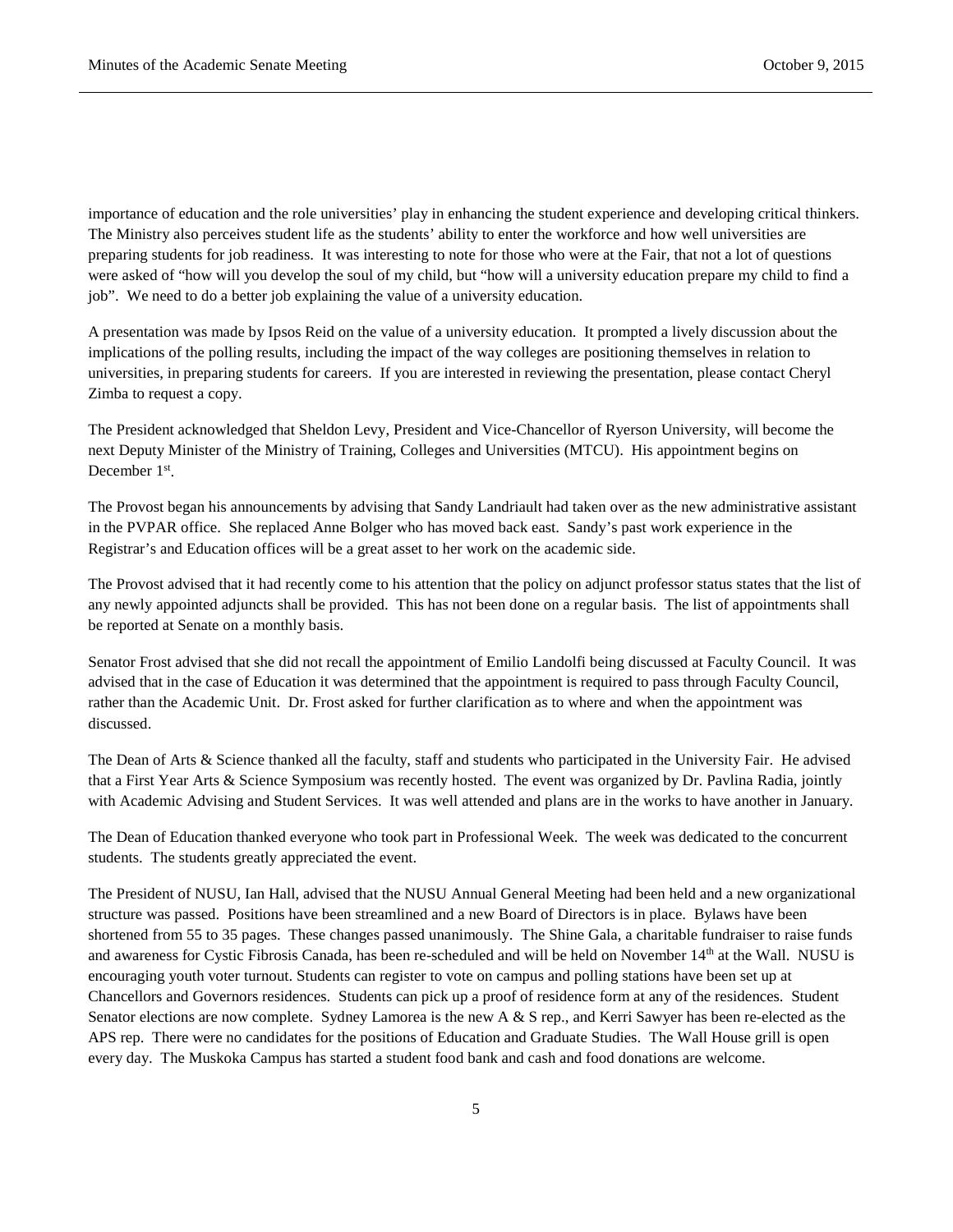importance of education and the role universities' play in enhancing the student experience and developing critical thinkers. The Ministry also perceives student life as the students' ability to enter the workforce and how well universities are preparing students for job readiness. It was interesting to note for those who were at the Fair, that not a lot of questions were asked of "how will you develop the soul of my child, but "how will a university education prepare my child to find a job". We need to do a better job explaining the value of a university education.

A presentation was made by Ipsos Reid on the value of a university education. It prompted a lively discussion about the implications of the polling results, including the impact of the way colleges are positioning themselves in relation to universities, in preparing students for careers. If you are interested in reviewing the presentation, please contact Cheryl Zimba to request a copy.

The President acknowledged that Sheldon Levy, President and Vice-Chancellor of Ryerson University, will become the next Deputy Minister of the Ministry of Training, Colleges and Universities (MTCU). His appointment begins on December 1st.

The Provost began his announcements by advising that Sandy Landriault had taken over as the new administrative assistant in the PVPAR office. She replaced Anne Bolger who has moved back east. Sandy's past work experience in the Registrar's and Education offices will be a great asset to her work on the academic side.

The Provost advised that it had recently come to his attention that the policy on adjunct professor status states that the list of any newly appointed adjuncts shall be provided. This has not been done on a regular basis. The list of appointments shall be reported at Senate on a monthly basis.

Senator Frost advised that she did not recall the appointment of Emilio Landolfi being discussed at Faculty Council. It was advised that in the case of Education it was determined that the appointment is required to pass through Faculty Council, rather than the Academic Unit. Dr. Frost asked for further clarification as to where and when the appointment was discussed.

The Dean of Arts & Science thanked all the faculty, staff and students who participated in the University Fair. He advised that a First Year Arts & Science Symposium was recently hosted. The event was organized by Dr. Pavlina Radia, jointly with Academic Advising and Student Services. It was well attended and plans are in the works to have another in January.

The Dean of Education thanked everyone who took part in Professional Week. The week was dedicated to the concurrent students. The students greatly appreciated the event.

The President of NUSU, Ian Hall, advised that the NUSU Annual General Meeting had been held and a new organizational structure was passed. Positions have been streamlined and a new Board of Directors is in place. Bylaws have been shortened from 55 to 35 pages. These changes passed unanimously. The Shine Gala, a charitable fundraiser to raise funds and awareness for Cystic Fibrosis Canada, has been re-scheduled and will be held on November 14th at the Wall. NUSU is encouraging youth voter turnout. Students can register to vote on campus and polling stations have been set up at Chancellors and Governors residences. Students can pick up a proof of residence form at any of the residences. Student Senator elections are now complete. Sydney Lamorea is the new A & S rep., and Kerri Sawyer has been re-elected as the APS rep. There were no candidates for the positions of Education and Graduate Studies. The Wall House grill is open every day. The Muskoka Campus has started a student food bank and cash and food donations are welcome.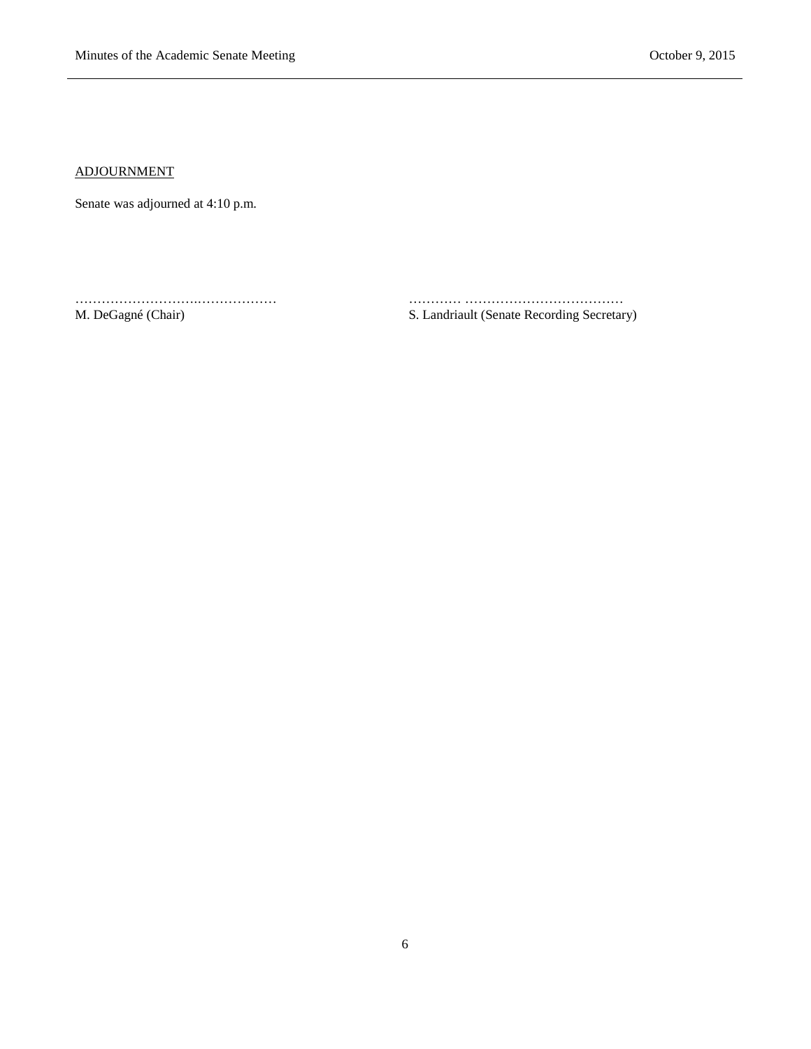ADJOURNMENT

Senate was adjourned at 4:10 p.m.

………………………..………………  
M. DeGagné (Chair)

………… ………………………………  
S. Landriault (Senate Recording Secretary)